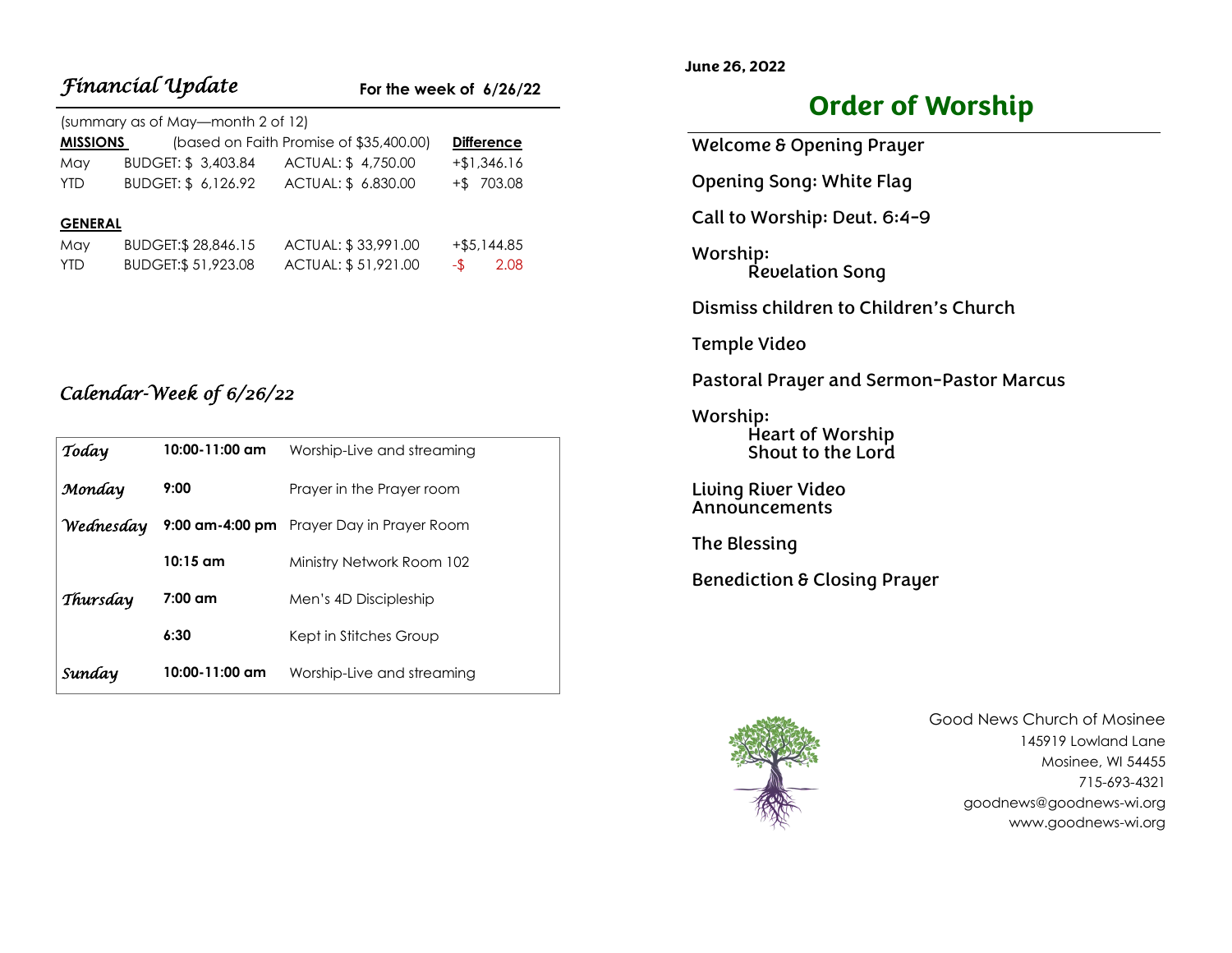## *Financial Update*

**For the week of 6/26/22**

(summary as of May—month 2 of 12)

| **MISSIONS** | (based on Faith Promise of $35,400.00) | | **Difference** |
|---|---|---|---|
| May | BUDGET: $ 3,403.84 | ACTUAL: $ 4,750.00 | +$1,346.16 |
| YTD | BUDGET: $ 6,126.92 | ACTUAL: $ 6.830.00 | +$ 703.08 |

| **GENERAL** | | | |
|---|---|---|---|
| May | BUDGET:$ 28,846.15 | ACTUAL: $ 33,991.00 | +$5,144.85 |
| YTD | BUDGET:$ 51,923.08 | ACTUAL: $ 51,921.00 | -$ 2.08 |

## *Calendar-Week of 6/26/22*

| | | |
|---|---|---|
| *Today* | **10:00-11:00 am** | Worship-Live and streaming |
| *Monday* | **9:00** | Prayer in the Prayer room |
| *Wednesday* | **9:00 am-4:00 pm** | Prayer Day in Prayer Room |
| | **10:15 am** | Ministry Network Room 102 |
| *Thursday* | **7:00 am** | Men's 4D Discipleship |
| | **6:30** | Kept in Stitches Group |
| *Sunday* | **10:00-11:00 am** | Worship-Live and streaming |

**June 26, 2022**

# Order of Worship

Welcome & Opening Prayer

Opening Song: White Flag

Call to Worship: Deut. 6:4-9

Worship:
Revelation Song

Dismiss children to Children's Church

Temple Video

Pastoral Prayer and Sermon-Pastor Marcus

Worship:
Heart of Worship
Shout to the Lord

Living River Video
Announcements

The Blessing

Benediction & Closing Prayer

Good News Church of Mosinee
145919 Lowland Lane
Mosinee, WI 54455
715-693-4321
goodnews@goodnews-wi.org
www.goodnews-wi.org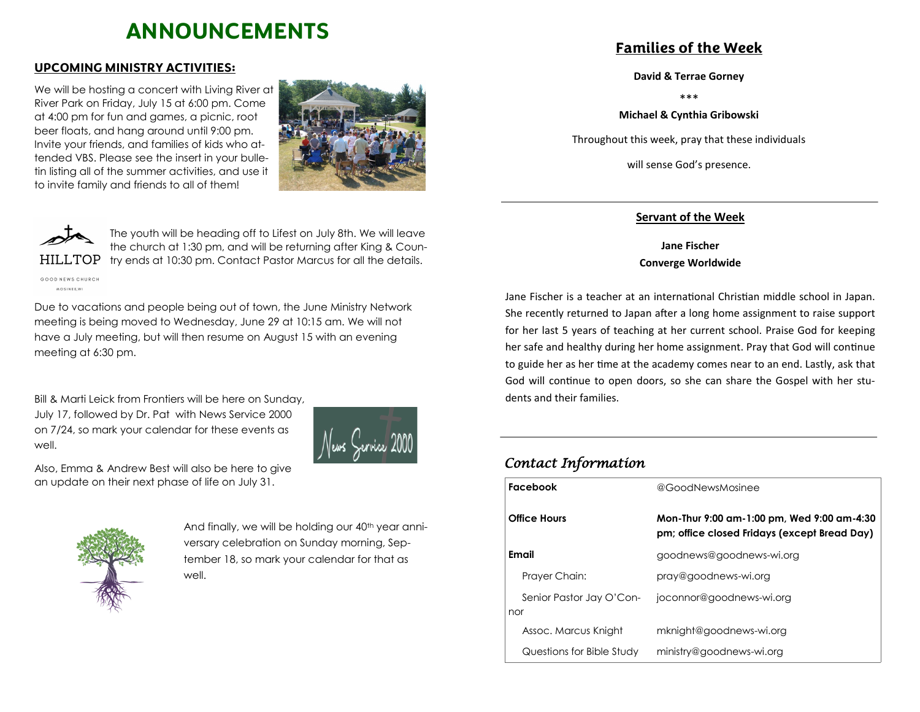# ANNOUNCEMENTS

## UPCOMING MINISTRY ACTIVITIES:

We will be hosting a concert with Living River at River Park on Friday, July 15 at 6:00 pm. Come at 4:00 pm for fun and games, a picnic, root beer floats, and hang around until 9:00 pm. Invite your friends, and families of kids who attended VBS. Please see the insert in your bulletin listing all of the summer activities, and use it to invite family and friends to all of them!

The youth will be heading off to Lifest on July 8th. We will leave the church at 1:30 pm, and will be returning after King & Country ends at 10:30 pm. Contact Pastor Marcus for all the details.

Due to vacations and people being out of town, the June Ministry Network meeting is being moved to Wednesday, June 29 at 10:15 am. We will not have a July meeting, but will then resume on August 15 with an evening meeting at 6:30 pm.

Bill & Marti Leick from Frontiers will be here on Sunday, July 17, followed by Dr. Pat with News Service 2000 on 7/24, so mark your calendar for these events as well.

Also, Emma & Andrew Best will also be here to give an update on their next phase of life on July 31.

And finally, we will be holding our 40th year anniversary celebration on Sunday morning, September 18, so mark your calendar for that as well.

## Families of the Week

**David & Terrae Gorney**

***

**Michael & Cynthia Gribowski**

Throughout this week, pray that these individuals will sense God's presence.

## Servant of the Week

**Jane Fischer**
**Converge Worldwide**

Jane Fischer is a teacher at an international Christian middle school in Japan. She recently returned to Japan after a long home assignment to raise support for her last 5 years of teaching at her current school. Praise God for keeping her safe and healthy during her home assignment. Pray that God will continue to guide her as her time at the academy comes near to an end. Lastly, ask that God will continue to open doors, so she can share the Gospel with her students and their families.

## *Contact Information*

| | |
|---|---|
| **Facebook** | @GoodNewsMosinee |
| **Office Hours** | **Mon-Thur 9:00 am-1:00 pm, Wed 9:00 am-4:30 pm; office closed Fridays (except Bread Day)** |
| **Email** | goodnews@goodnews-wi.org |
| Prayer Chain: | pray@goodnews-wi.org |
| Senior Pastor Jay O'Connor | joconnor@goodnews-wi.org |
| Assoc. Marcus Knight | mknight@goodnews-wi.org |
| Questions for Bible Study | ministry@goodnews-wi.org |